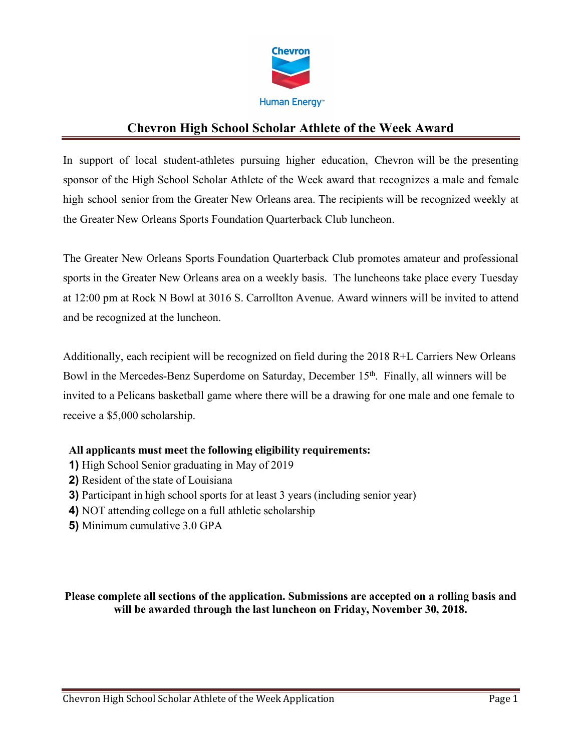# Chevron High School Scholar Athlete of the Week Award

In support of local student-athletes pursuing higher education, Chevron will be the presenting sponsor of the High School Scholar Athlete of the Week award that recognizes a male and female high school senior from the Greater New Orleans area. The recipients will be recognized weekly at the Greater New Orleans Sports Foundation Quarterback Club luncheon.

The Greater New Orleans Sports Foundation Quarterback Club promotes amateur and professional sports in the Greater New Orleans area on a weekly basis. The luncheons take place every Tuesday at 12:00 pm at Rock N Bowl at 3016 S. Carrollton Avenue. Award winners will be invited to attend and be recognized at the luncheon.

Additionally, each recipient will be recognized on field during the 2018 R+L Carriers New Orleans Bowl in the Mercedes-Benz Superdome on Saturday, December 15th. Finally, all winners will be invited to a Pelicans basketball game where there will be a drawing for one male and one female to receive a $5,000 scholarship.

**All applicants must meet the following eligibility requirements:**

1) High School Senior graduating in May of 2019
2) Resident of the state of Louisiana
3) Participant in high school sports for at least 3 years (including senior year)
4) NOT attending college on a full athletic scholarship
5) Minimum cumulative 3.0 GPA

**Please complete all sections of the application. Submissions are accepted on a rolling basis and will be awarded through the last luncheon on Friday, November 30, 2018.**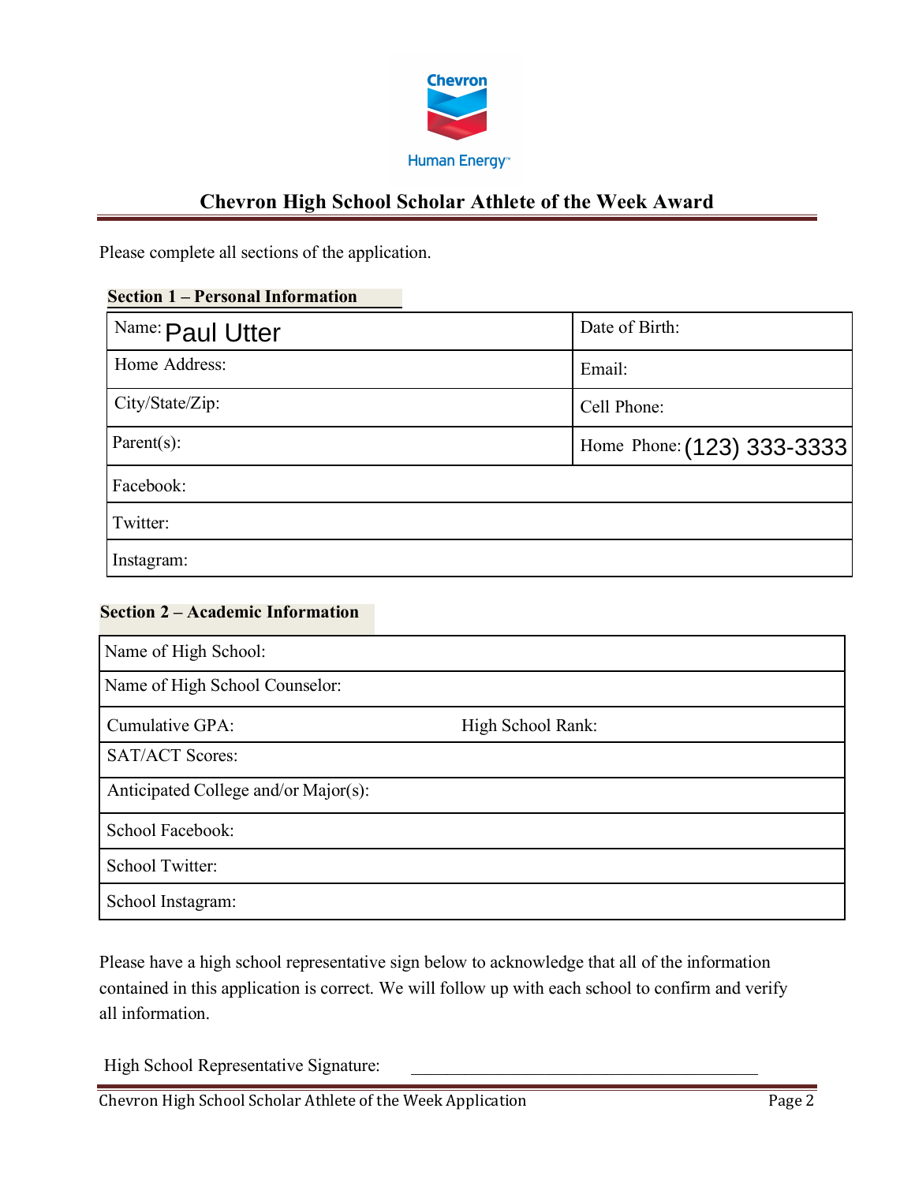Chevron

Human Energy

# Chevron High School Scholar Athlete of the Week Award

Please complete all sections of the application.

**Section 1 – Personal Information**

| | |
|---|---|
| Name: Paul Utter | Date of Birth: |
| Home Address: | Email: |
| City/State/Zip: | Cell Phone: |
| Parent(s): | Home Phone: (123) 333-3333 |
| Facebook: | |
| Twitter: | |
| Instagram: | |

**Section 2 – Academic Information**

| | |
|---|---|
| Name of High School: | |
| Name of High School Counselor: | |
| Cumulative GPA: | High School Rank: |
| SAT/ACT Scores: | |
| Anticipated College and/or Major(s): | |
| School Facebook: | |
| School Twitter: | |
| School Instagram: | |

Please have a high school representative sign below to acknowledge that all of the information contained in this application is correct. We will follow up with each school to confirm and verify all information.

High School Representative Signature: ______________________________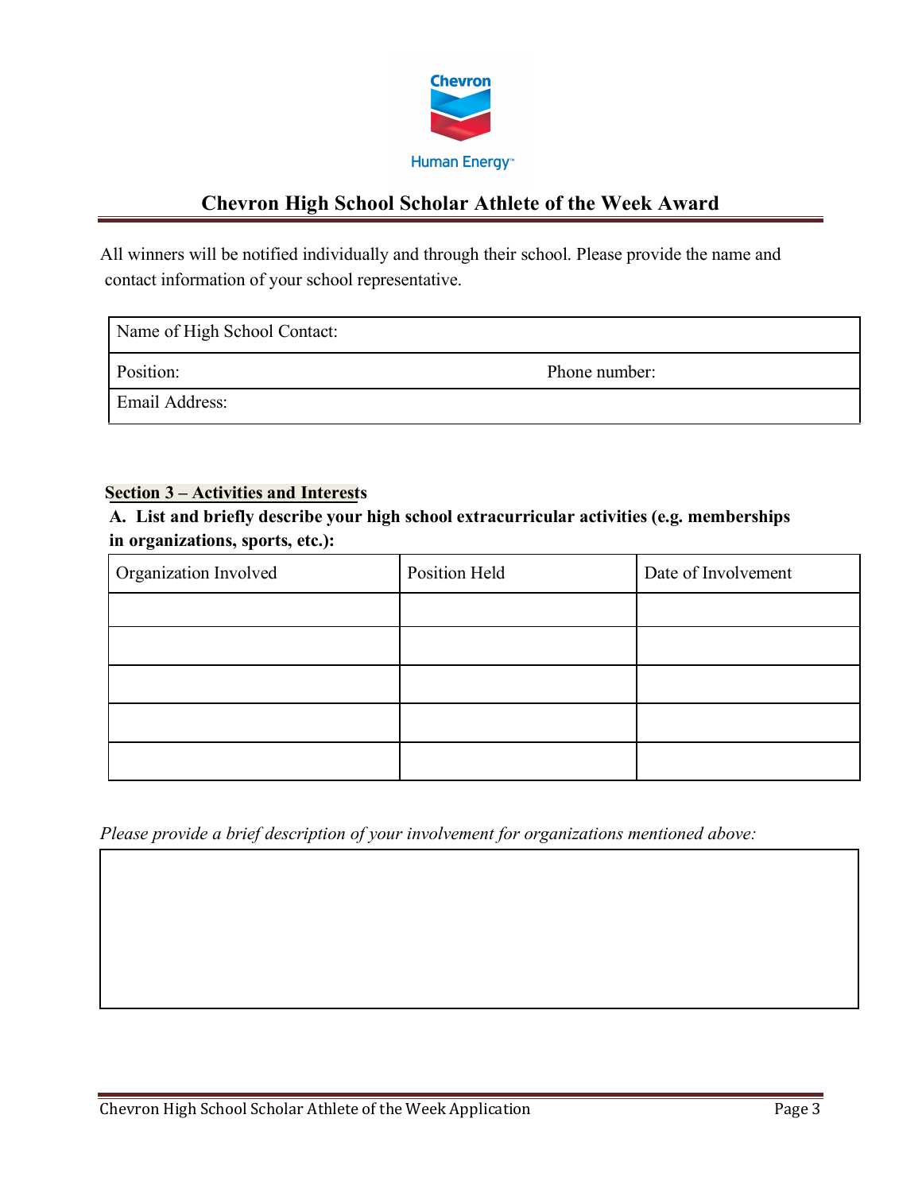# Chevron High School Scholar Athlete of the Week Award

All winners will be notified individually and through their school. Please provide the name and contact information of your school representative.

| Name of High School Contact: | |
|---|---|
| Position: | Phone number: |
| Email Address: | |

## Section 3 – Activities and Interests

**A. List and briefly describe your high school extracurricular activities (e.g. memberships in organizations, sports, etc.):**

| Organization Involved | Position Held | Date of Involvement |
|---|---|---|
| | | |
| | | |
| | | |
| | | |
| | | |

*Please provide a brief description of your involvement for organizations mentioned above:*

| |
|---|
| |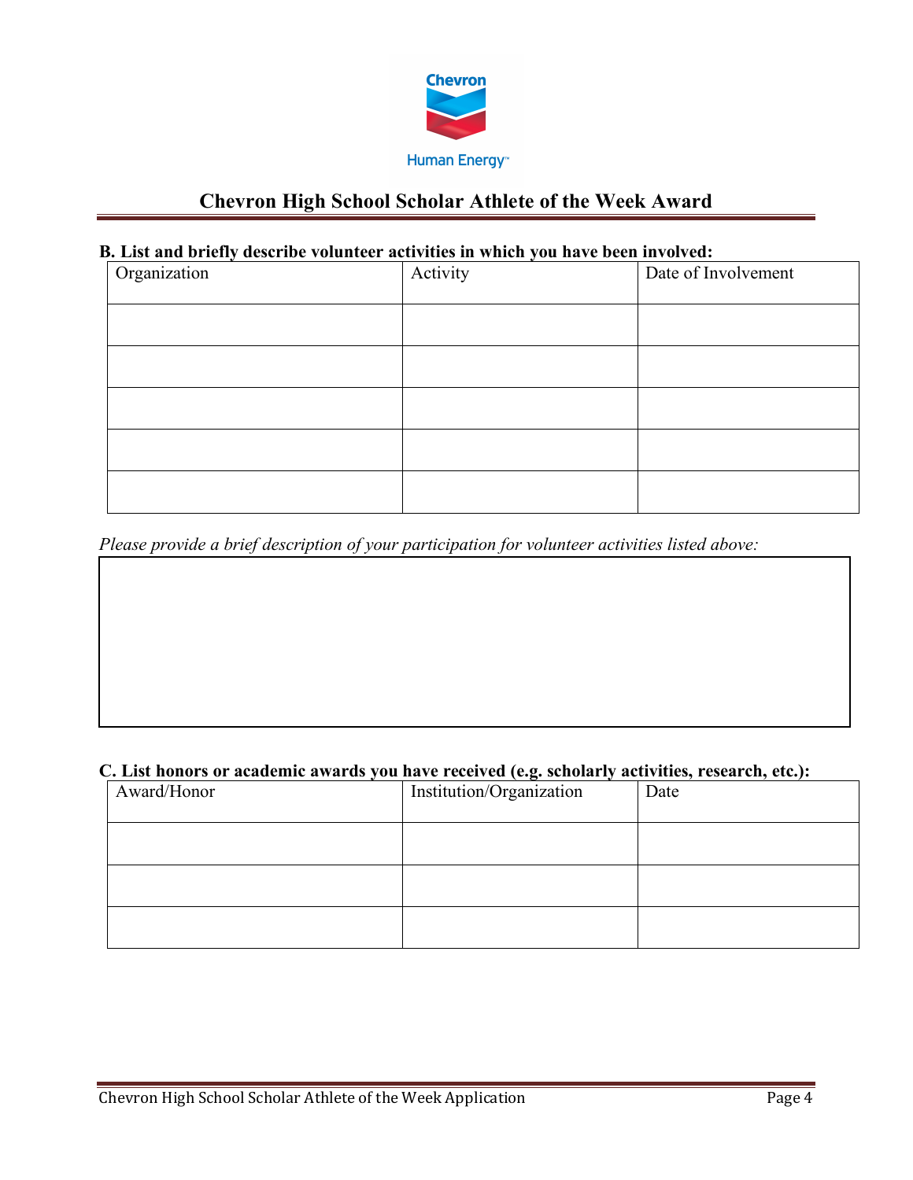## Chevron High School Scholar Athlete of the Week Award

**B. List and briefly describe volunteer activities in which you have been involved:**

| Organization | Activity | Date of Involvement |
|---|---|---|
| | | |
| | | |
| | | |
| | | |
| | | |

*Please provide a brief description of your participation for volunteer activities listed above:*

| |
|---|
| |

**C. List honors or academic awards you have received (e.g. scholarly activities, research, etc.):**

| Award/Honor | Institution/Organization | Date |
|---|---|---|
| | | |
| | | |
| | | |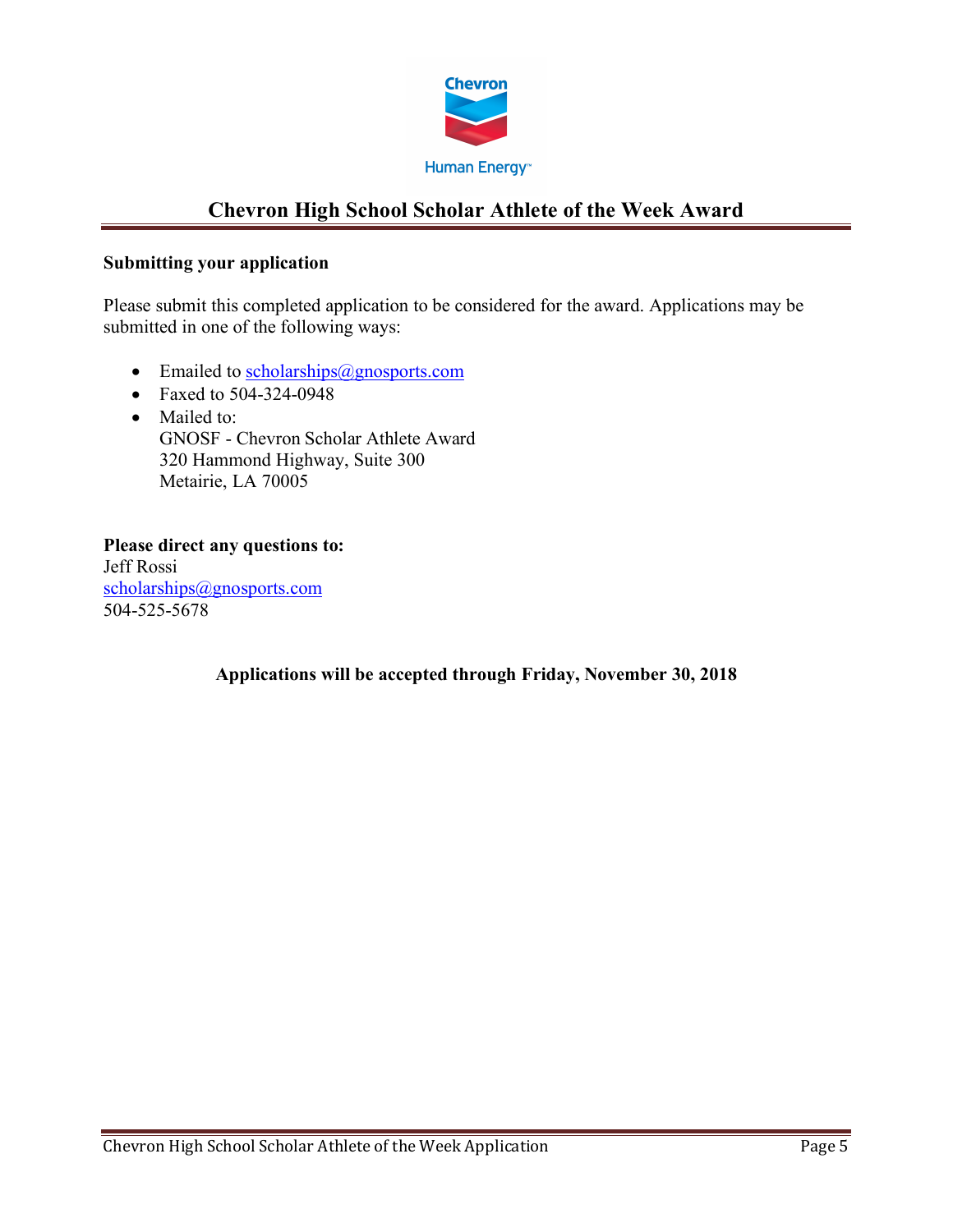## Chevron High School Scholar Athlete of the Week Award

**Submitting your application**

Please submit this completed application to be considered for the award. Applications may be submitted in one of the following ways:

- Emailed to scholarships@gnosports.com
- Faxed to 504-324-0948
- Mailed to:
  GNOSF - Chevron Scholar Athlete Award
  320 Hammond Highway, Suite 300
  Metairie, LA 70005

**Please direct any questions to:**
Jeff Rossi
scholarships@gnosports.com
504-525-5678

**Applications will be accepted through Friday, November 30, 2018**